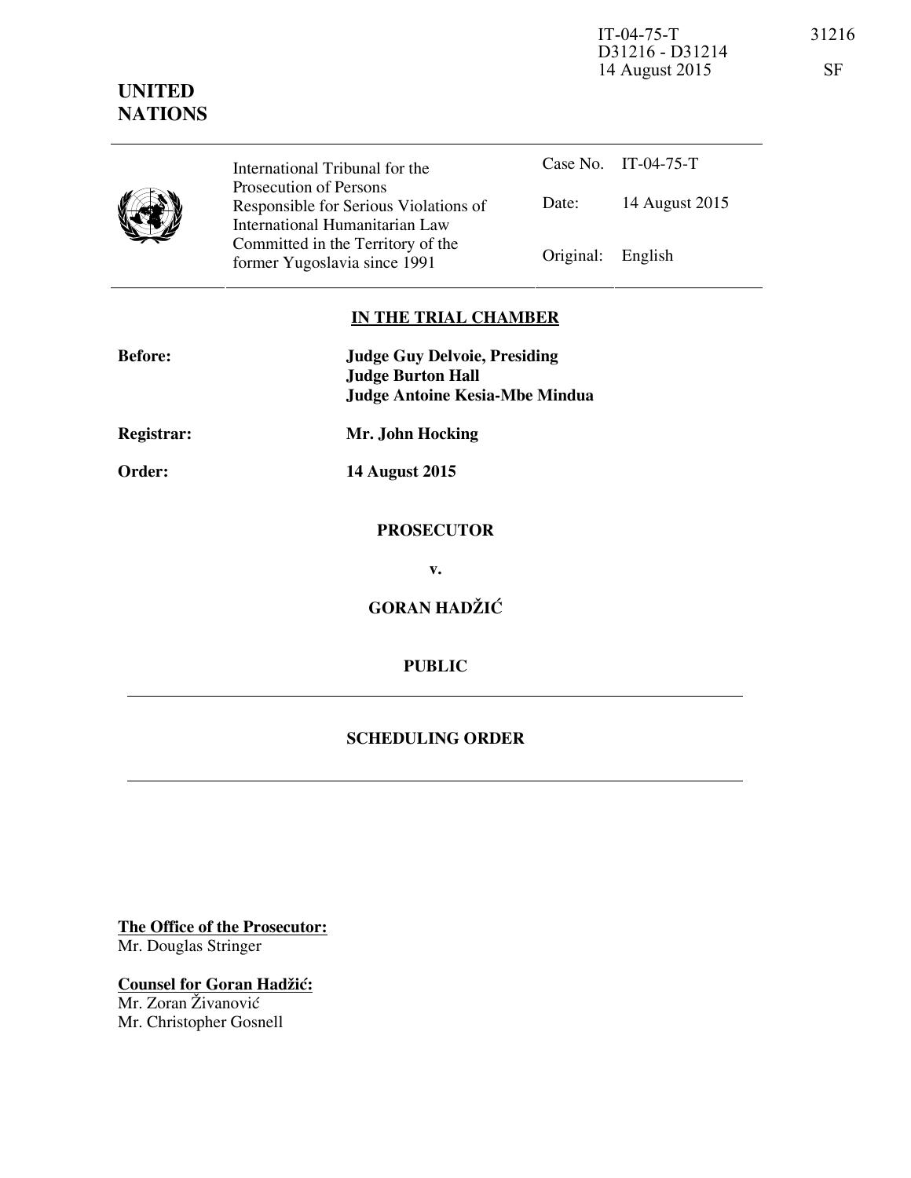IT-04-75-T D31216 - D31214 14 August 2015

31216

SF

**UNITED NATIONS**

| International Tribunal for the Prosecution of Persons Responsible for Serious Violations of International Humanitarian Law Committed in the Territory of the former Yugoslavia since 1991 | Case No. | IT-04-75-T |
|---|---|---|
| | Date: | 14 August 2015 |
| | Original: | English |

**IN THE TRIAL CHAMBER**

| | |
|---|---|
| **Before:** | **Judge Guy Delvoie, Presiding** |
| | **Judge Burton Hall** |
| | **Judge Antoine Kesia-Mbe Mindua** |
| **Registrar:** | **Mr. John Hocking** |
| **Order:** | **14 August 2015** |

**PROSECUTOR**

**v.**

**GORAN HADŽIĆ**

**PUBLIC**

**SCHEDULING ORDER**

**The Office of the Prosecutor:**
Mr. Douglas Stringer

**Counsel for Goran Hadžić:**
Mr. Zoran Živanović
Mr. Christopher Gosnell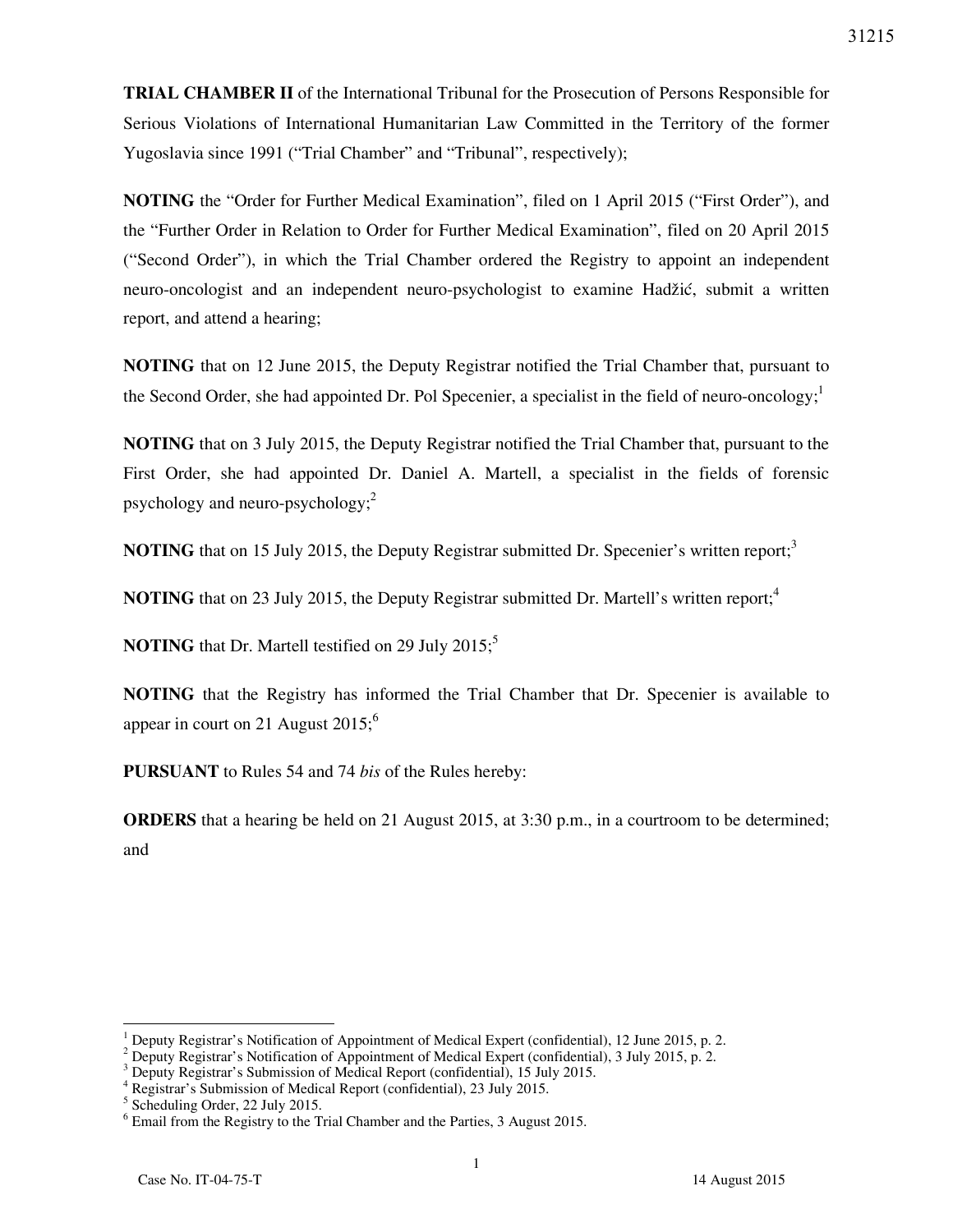**TRIAL CHAMBER II** of the International Tribunal for the Prosecution of Persons Responsible for Serious Violations of International Humanitarian Law Committed in the Territory of the former Yugoslavia since 1991 ("Trial Chamber" and "Tribunal", respectively);

**NOTING** the "Order for Further Medical Examination", filed on 1 April 2015 ("First Order"), and the "Further Order in Relation to Order for Further Medical Examination", filed on 20 April 2015 ("Second Order"), in which the Trial Chamber ordered the Registry to appoint an independent neuro-oncologist and an independent neuro-psychologist to examine Hadžić, submit a written report, and attend a hearing;

**NOTING** that on 12 June 2015, the Deputy Registrar notified the Trial Chamber that, pursuant to the Second Order, she had appointed Dr. Pol Specenier, a specialist in the field of neuro-oncology;[1]

**NOTING** that on 3 July 2015, the Deputy Registrar notified the Trial Chamber that, pursuant to the First Order, she had appointed Dr. Daniel A. Martell, a specialist in the fields of forensic psychology and neuro-psychology;[2]

**NOTING** that on 15 July 2015, the Deputy Registrar submitted Dr. Specenier's written report;[3]

**NOTING** that on 23 July 2015, the Deputy Registrar submitted Dr. Martell's written report;[4]

**NOTING** that Dr. Martell testified on 29 July 2015;[5]

**NOTING** that the Registry has informed the Trial Chamber that Dr. Specenier is available to appear in court on 21 August 2015;[6]

**PURSUANT** to Rules 54 and 74 *bis* of the Rules hereby:

**ORDERS** that a hearing be held on 21 August 2015, at 3:30 p.m., in a courtroom to be determined; and

---

[1] Deputy Registrar's Notification of Appointment of Medical Expert (confidential), 12 June 2015, p. 2.
[2] Deputy Registrar's Notification of Appointment of Medical Expert (confidential), 3 July 2015, p. 2.
[3] Deputy Registrar's Submission of Medical Report (confidential), 15 July 2015.
[4] Registrar's Submission of Medical Report (confidential), 23 July 2015.
[5] Scheduling Order, 22 July 2015.
[6] Email from the Registry to the Trial Chamber and the Parties, 3 August 2015.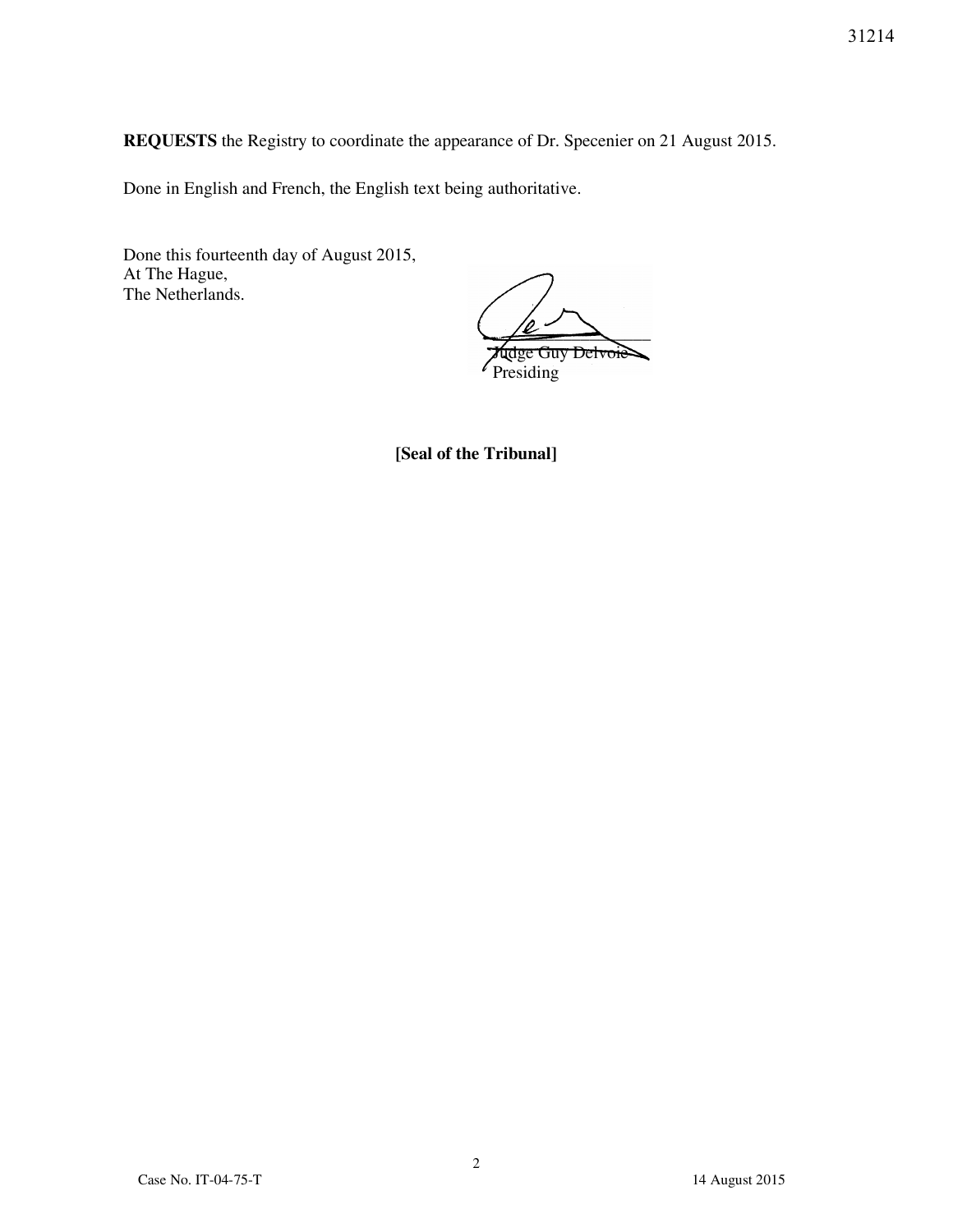**REQUESTS** the Registry to coordinate the appearance of Dr. Specenier on 21 August 2015.

Done in English and French, the English text being authoritative.

Done this fourteenth day of August 2015,
At The Hague,
The Netherlands.

Judge Guy Delvoie
Presiding

**[Seal of the Tribunal]**